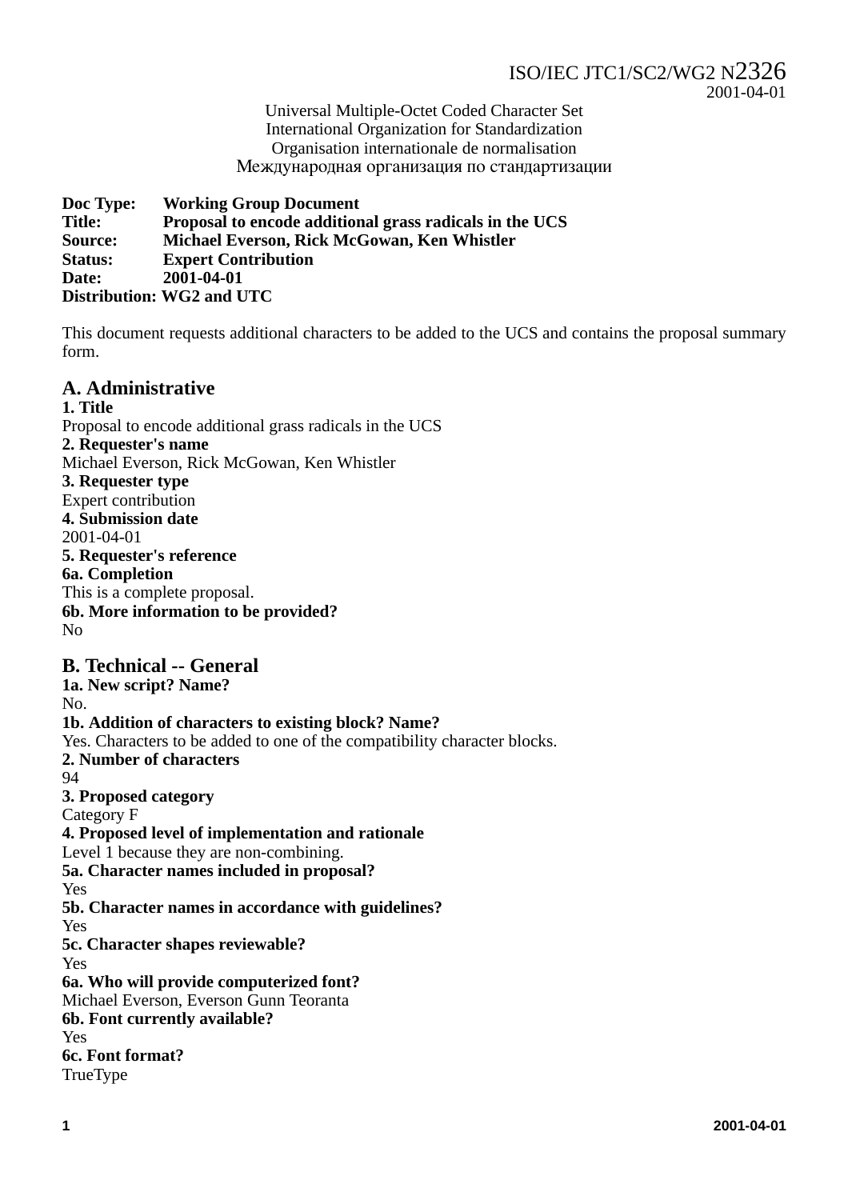ISO/IEC JTC1/SC2/WG2 N2326
2001-04-01

Universal Multiple-Octet Coded Character Set
International Organization for Standardization
Organisation internationale de normalisation
Международная организация по стандартизации

**Doc Type:** **Working Group Document**
**Title:** **Proposal to encode additional grass radicals in the UCS**
**Source:** **Michael Everson, Rick McGowan, Ken Whistler**
**Status:** **Expert Contribution**
**Date:** **2001-04-01**
**Distribution: WG2 and UTC**

This document requests additional characters to be added to the UCS and contains the proposal summary form.

## A. Administrative

**1. Title**
Proposal to encode additional grass radicals in the UCS
**2. Requester's name**
Michael Everson, Rick McGowan, Ken Whistler
**3. Requester type**
Expert contribution
**4. Submission date**
2001-04-01
**5. Requester's reference**
**6a. Completion**
This is a complete proposal.
**6b. More information to be provided?**
No

## B. Technical -- General

**1a. New script? Name?**
No.
**1b. Addition of characters to existing block? Name?**
Yes. Characters to be added to one of the compatibility character blocks.
**2. Number of characters**
94
**3. Proposed category**
Category F
**4. Proposed level of implementation and rationale**
Level 1 because they are non-combining.
**5a. Character names included in proposal?**
Yes
**5b. Character names in accordance with guidelines?**
Yes
**5c. Character shapes reviewable?**
Yes
**6a. Who will provide computerized font?**
Michael Everson, Everson Gunn Teoranta
**6b. Font currently available?**
Yes
**6c. Font format?**
TrueType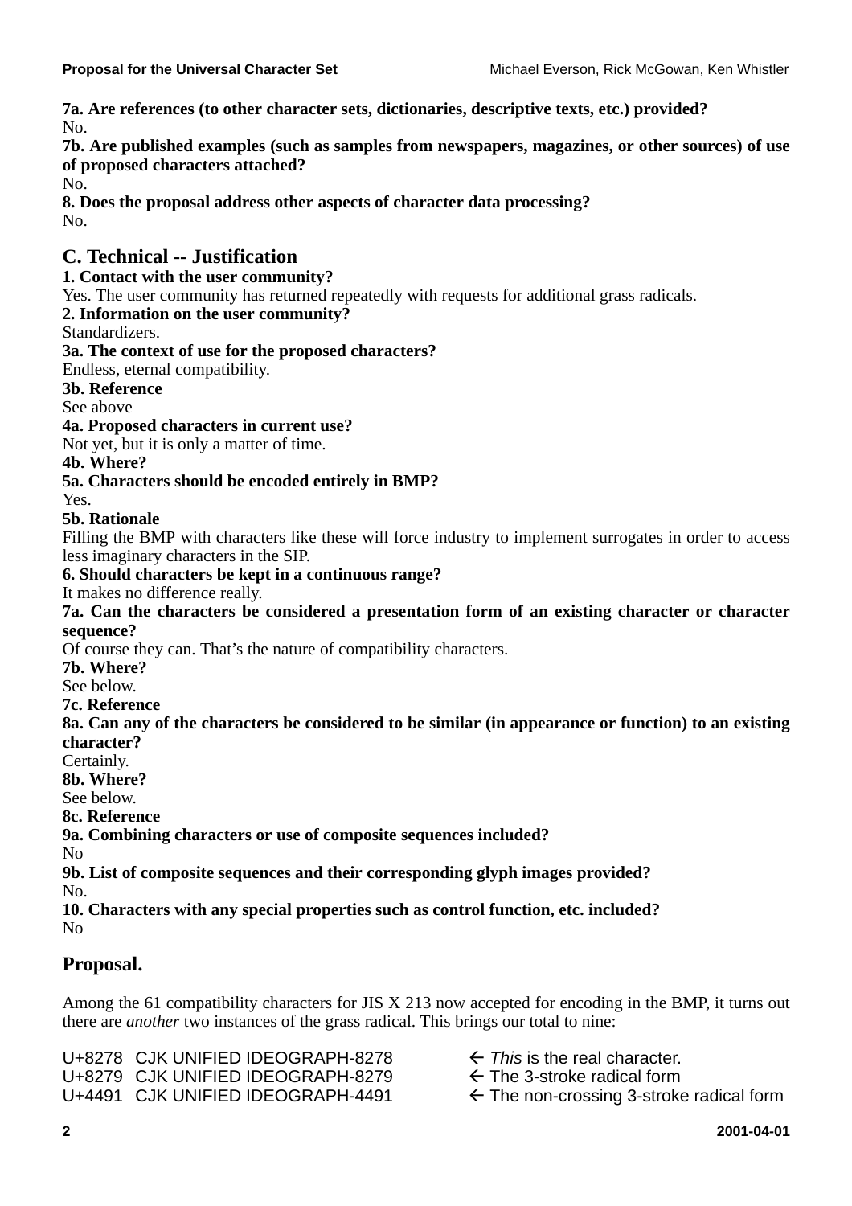**7a. Are references (to other character sets, dictionaries, descriptive texts, etc.) provided?**
No.
**7b. Are published examples (such as samples from newspapers, magazines, or other sources) of use of proposed characters attached?**
No.
**8. Does the proposal address other aspects of character data processing?**
No.

## C. Technical -- Justification

**1. Contact with the user community?**
Yes. The user community has returned repeatedly with requests for additional grass radicals.
**2. Information on the user community?**
Standardizers.
**3a. The context of use for the proposed characters?**
Endless, eternal compatibility.
**3b. Reference**
See above
**4a. Proposed characters in current use?**
Not yet, but it is only a matter of time.
**4b. Where?**
**5a. Characters should be encoded entirely in BMP?**
Yes.
**5b. Rationale**
Filling the BMP with characters like these will force industry to implement surrogates in order to access less imaginary characters in the SIP.
**6. Should characters be kept in a continuous range?**
It makes no difference really.
**7a. Can the characters be considered a presentation form of an existing character or character sequence?**
Of course they can. That’s the nature of compatibility characters.
**7b. Where?**
See below.
**7c. Reference**
**8a. Can any of the characters be considered to be similar (in appearance or function) to an existing character?**
Certainly.
**8b. Where?**
See below.
**8c. Reference**
**9a. Combining characters or use of composite sequences included?**
No
**9b. List of composite sequences and their corresponding glyph images provided?**
No.
**10. Characters with any special properties such as control function, etc. included?**
No

## Proposal.

Among the 61 compatibility characters for JIS X 213 now accepted for encoding in the BMP, it turns out there are *another* two instances of the grass radical. This brings our total to nine:

U+8278 CJK UNIFIED IDEOGRAPH-8278 ← *This* is the real character.
U+8279 CJK UNIFIED IDEOGRAPH-8279 ← The 3-stroke radical form
U+4491 CJK UNIFIED IDEOGRAPH-4491 ← The non-crossing 3-stroke radical form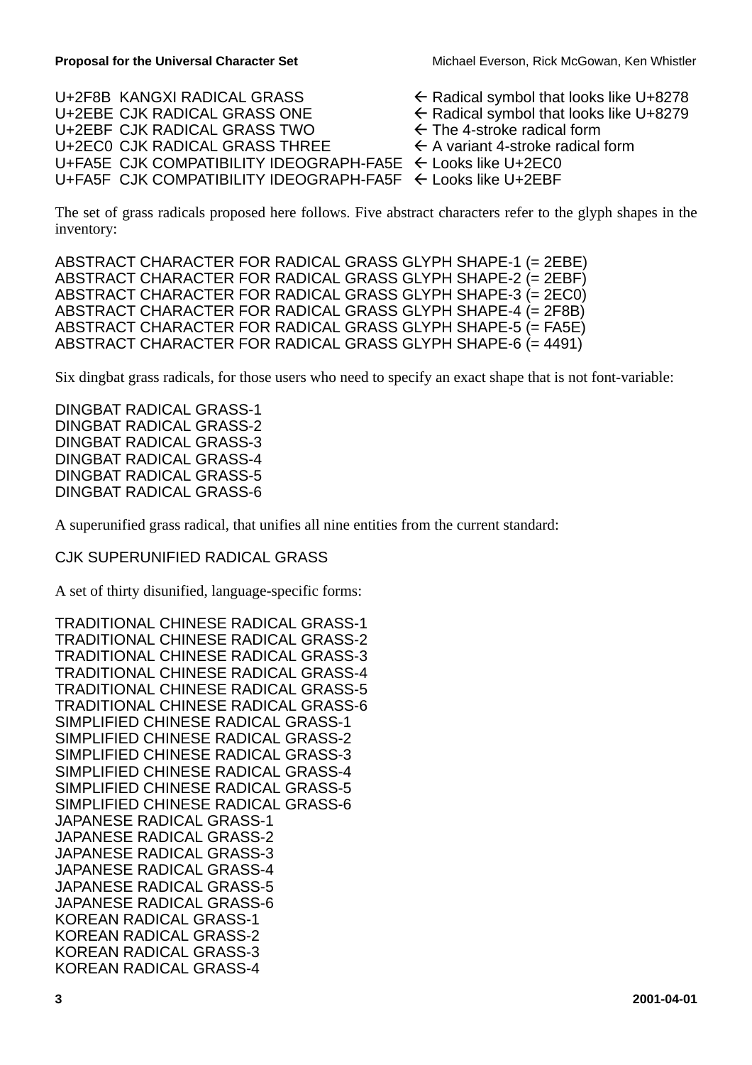U+2F8B KANGXI RADICAL GRASS ← Radical symbol that looks like U+8278
U+2EBE CJK RADICAL GRASS ONE ← Radical symbol that looks like U+8279
U+2EBF CJK RADICAL GRASS TWO ← The 4-stroke radical form
U+2EC0 CJK RADICAL GRASS THREE ← A variant 4-stroke radical form
U+FA5E CJK COMPATIBILITY IDEOGRAPH-FA5E ← Looks like U+2EC0
U+FA5F CJK COMPATIBILITY IDEOGRAPH-FA5F ← Looks like U+2EBF

The set of grass radicals proposed here follows. Five abstract characters refer to the glyph shapes in the inventory:

ABSTRACT CHARACTER FOR RADICAL GRASS GLYPH SHAPE-1 (= 2EBE)
ABSTRACT CHARACTER FOR RADICAL GRASS GLYPH SHAPE-2 (= 2EBF)
ABSTRACT CHARACTER FOR RADICAL GRASS GLYPH SHAPE-3 (= 2EC0)
ABSTRACT CHARACTER FOR RADICAL GRASS GLYPH SHAPE-4 (= 2F8B)
ABSTRACT CHARACTER FOR RADICAL GRASS GLYPH SHAPE-5 (= FA5E)
ABSTRACT CHARACTER FOR RADICAL GRASS GLYPH SHAPE-6 (= 4491)

Six dingbat grass radicals, for those users who need to specify an exact shape that is not font-variable:

DINGBAT RADICAL GRASS-1
DINGBAT RADICAL GRASS-2
DINGBAT RADICAL GRASS-3
DINGBAT RADICAL GRASS-4
DINGBAT RADICAL GRASS-5
DINGBAT RADICAL GRASS-6

A superunified grass radical, that unifies all nine entities from the current standard:

CJK SUPERUNIFIED RADICAL GRASS

A set of thirty disunified, language-specific forms:

TRADITIONAL CHINESE RADICAL GRASS-1
TRADITIONAL CHINESE RADICAL GRASS-2
TRADITIONAL CHINESE RADICAL GRASS-3
TRADITIONAL CHINESE RADICAL GRASS-4
TRADITIONAL CHINESE RADICAL GRASS-5
TRADITIONAL CHINESE RADICAL GRASS-6
SIMPLIFIED CHINESE RADICAL GRASS-1
SIMPLIFIED CHINESE RADICAL GRASS-2
SIMPLIFIED CHINESE RADICAL GRASS-3
SIMPLIFIED CHINESE RADICAL GRASS-4
SIMPLIFIED CHINESE RADICAL GRASS-5
SIMPLIFIED CHINESE RADICAL GRASS-6
JAPANESE RADICAL GRASS-1
JAPANESE RADICAL GRASS-2
JAPANESE RADICAL GRASS-3
JAPANESE RADICAL GRASS-4
JAPANESE RADICAL GRASS-5
JAPANESE RADICAL GRASS-6
KOREAN RADICAL GRASS-1
KOREAN RADICAL GRASS-2
KOREAN RADICAL GRASS-3
KOREAN RADICAL GRASS-4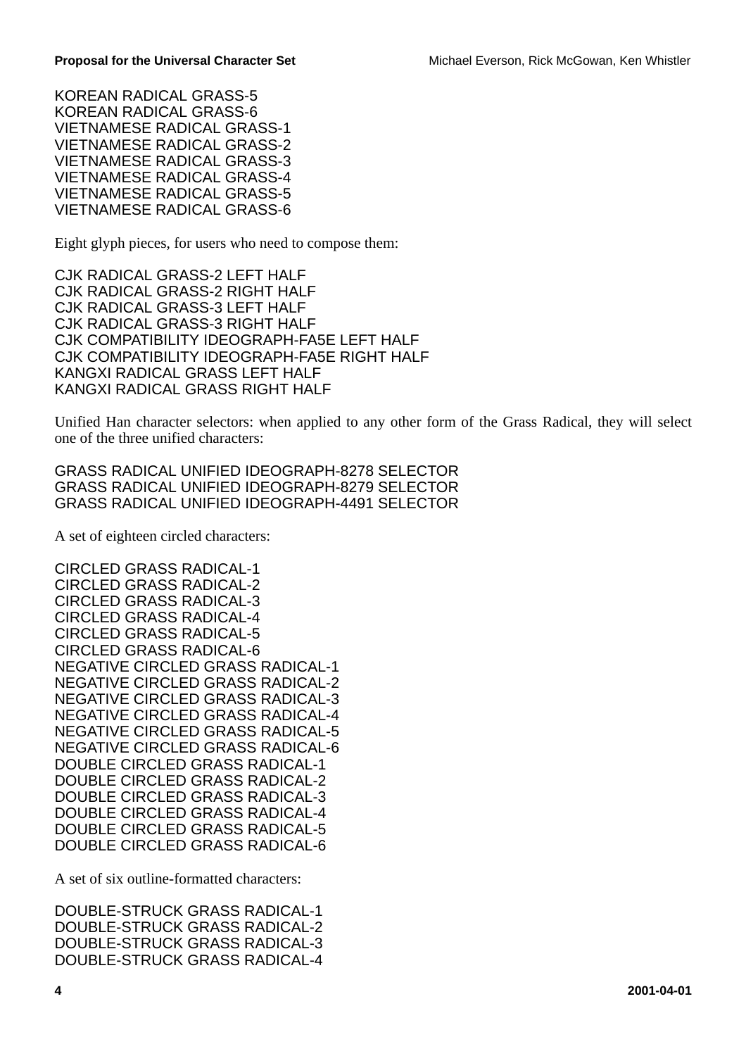KOREAN RADICAL GRASS-5
KOREAN RADICAL GRASS-6
VIETNAMESE RADICAL GRASS-1
VIETNAMESE RADICAL GRASS-2
VIETNAMESE RADICAL GRASS-3
VIETNAMESE RADICAL GRASS-4
VIETNAMESE RADICAL GRASS-5
VIETNAMESE RADICAL GRASS-6

Eight glyph pieces, for users who need to compose them:

CJK RADICAL GRASS-2 LEFT HALF
CJK RADICAL GRASS-2 RIGHT HALF
CJK RADICAL GRASS-3 LEFT HALF
CJK RADICAL GRASS-3 RIGHT HALF
CJK COMPATIBILITY IDEOGRAPH-FA5E LEFT HALF
CJK COMPATIBILITY IDEOGRAPH-FA5E RIGHT HALF
KANGXI RADICAL GRASS LEFT HALF
KANGXI RADICAL GRASS RIGHT HALF

Unified Han character selectors: when applied to any other form of the Grass Radical, they will select one of the three unified characters:

GRASS RADICAL UNIFIED IDEOGRAPH-8278 SELECTOR
GRASS RADICAL UNIFIED IDEOGRAPH-8279 SELECTOR
GRASS RADICAL UNIFIED IDEOGRAPH-4491 SELECTOR

A set of eighteen circled characters:

CIRCLED GRASS RADICAL-1
CIRCLED GRASS RADICAL-2
CIRCLED GRASS RADICAL-3
CIRCLED GRASS RADICAL-4
CIRCLED GRASS RADICAL-5
CIRCLED GRASS RADICAL-6
NEGATIVE CIRCLED GRASS RADICAL-1
NEGATIVE CIRCLED GRASS RADICAL-2
NEGATIVE CIRCLED GRASS RADICAL-3
NEGATIVE CIRCLED GRASS RADICAL-4
NEGATIVE CIRCLED GRASS RADICAL-5
NEGATIVE CIRCLED GRASS RADICAL-6
DOUBLE CIRCLED GRASS RADICAL-1
DOUBLE CIRCLED GRASS RADICAL-2
DOUBLE CIRCLED GRASS RADICAL-3
DOUBLE CIRCLED GRASS RADICAL-4
DOUBLE CIRCLED GRASS RADICAL-5
DOUBLE CIRCLED GRASS RADICAL-6

A set of six outline-formatted characters:

DOUBLE-STRUCK GRASS RADICAL-1
DOUBLE-STRUCK GRASS RADICAL-2
DOUBLE-STRUCK GRASS RADICAL-3
DOUBLE-STRUCK GRASS RADICAL-4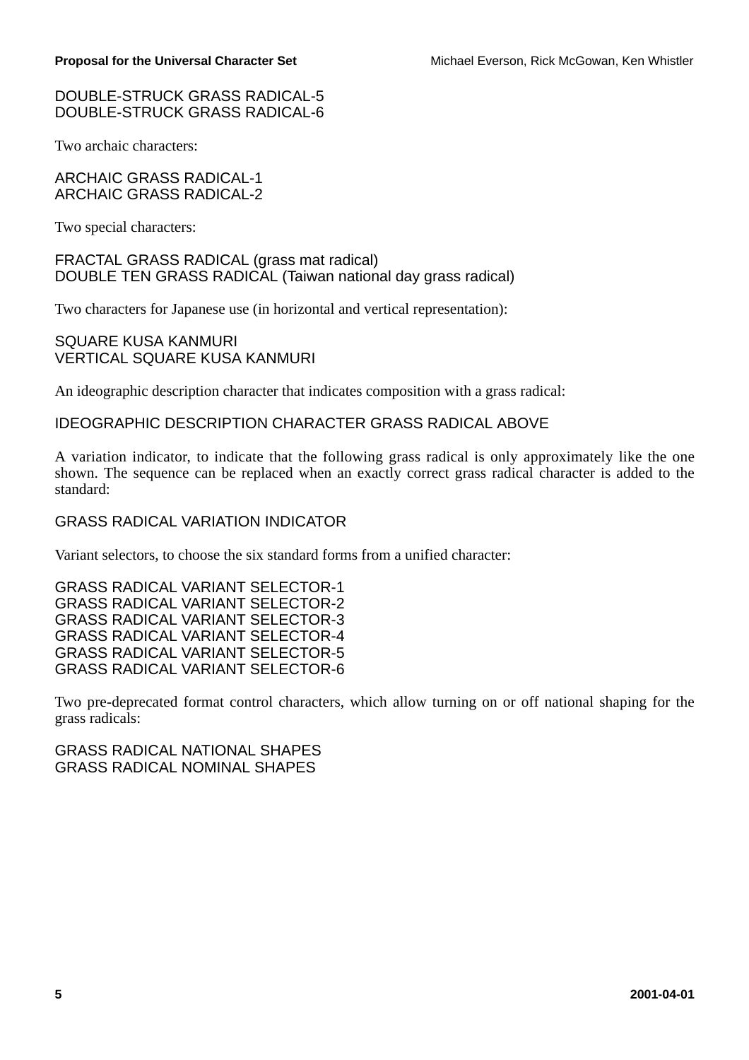DOUBLE-STRUCK GRASS RADICAL-5
DOUBLE-STRUCK GRASS RADICAL-6

Two archaic characters:

ARCHAIC GRASS RADICAL-1
ARCHAIC GRASS RADICAL-2

Two special characters:

FRACTAL GRASS RADICAL (grass mat radical)
DOUBLE TEN GRASS RADICAL (Taiwan national day grass radical)

Two characters for Japanese use (in horizontal and vertical representation):

SQUARE KUSA KANMURI
VERTICAL SQUARE KUSA KANMURI

An ideographic description character that indicates composition with a grass radical:

IDEOGRAPHIC DESCRIPTION CHARACTER GRASS RADICAL ABOVE

A variation indicator, to indicate that the following grass radical is only approximately like the one shown. The sequence can be replaced when an exactly correct grass radical character is added to the standard:

GRASS RADICAL VARIATION INDICATOR

Variant selectors, to choose the six standard forms from a unified character:

GRASS RADICAL VARIANT SELECTOR-1
GRASS RADICAL VARIANT SELECTOR-2
GRASS RADICAL VARIANT SELECTOR-3
GRASS RADICAL VARIANT SELECTOR-4
GRASS RADICAL VARIANT SELECTOR-5
GRASS RADICAL VARIANT SELECTOR-6

Two pre-deprecated format control characters, which allow turning on or off national shaping for the grass radicals:

GRASS RADICAL NATIONAL SHAPES
GRASS RADICAL NOMINAL SHAPES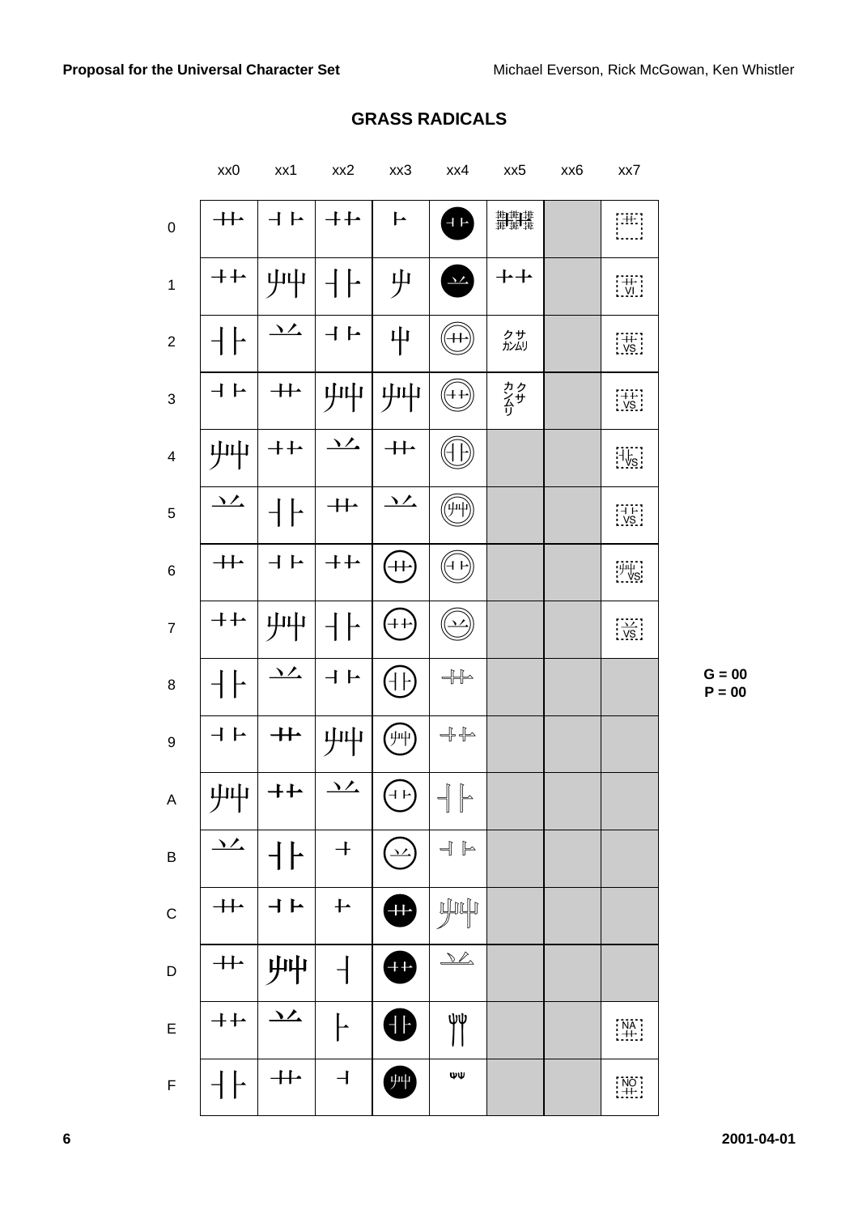## GRASS RADICALS

| | xx0 | xx1 | xx2 | xx3 | xx4 | xx5 | xx6 | xx7 |
|---|---|---|---|---|---|---|---|---|
| 0 | 艹 | ⺾ | ⺿ | 卜 | ⺾ (black circle) | 𦱊 | | 艹 (dotted box) |
| 1 | ⺿ | 艸 | 卝 | 屮 | 丷 (black circle) | ⺿ | | ⺿ VI |
| 2 | 卝 | 丷 | ⺾ | 屮 | 艹 (double circle) | クサ カンムリ | | ⺿ VS |
| 3 | ⺾ | 艹 | 艸 | 艸 | ⺿ (double circle) | クサ カンムリ (vertical) | | ⺿ VS |
| 4 | 艸 | ⺿ | 丷 | 艹 | 卝 (double circle) | | | 卝 VS |
| 5 | 丷 | 卝 | 艹 | 丷 | 艸 (double circle) | | | ⺾ VS |
| 6 | 艹 | ⺾ | ⺿ | 艹 (circled) | ⺾ (double circle) | | | 艸 VS |
| 7 | ⺿ | 艸 | 卝 | ⺿ (circled) | 丷 (double circle) | | | 丷 VS |
| 8 | 卝 | 丷 | ⺾ | 卝 (circled) | 艹 (outline) | | | |
| 9 | ⺾ | 艹 | 艸 | 艸 (circled) | ⺿ (outline) | | | |
| A | 艸 | ⺿ | 丷 | ⺾ (circled) | 卝 (outline) | | | |
| B | 丷 | 卝 | 十 | 丷 (circled) | ⺾ (outline) | | | |
| C | 艹 | ⺾ | 十 | 艹 (black circle) | 艸 (outline) | | | |
| D | 艹 | 艸 | ┤ | ⺿ (black circle) | 丷 (outline) | | | |
| E | ⺿ | 丷 | ├ | 卝 (black circle) | ψψ | | | NA 艹 |
| F | 卝 | 艹 | ⊣ | 艸 (black circle) | ψψ | | | NO 艹 |

G = 00
P = 00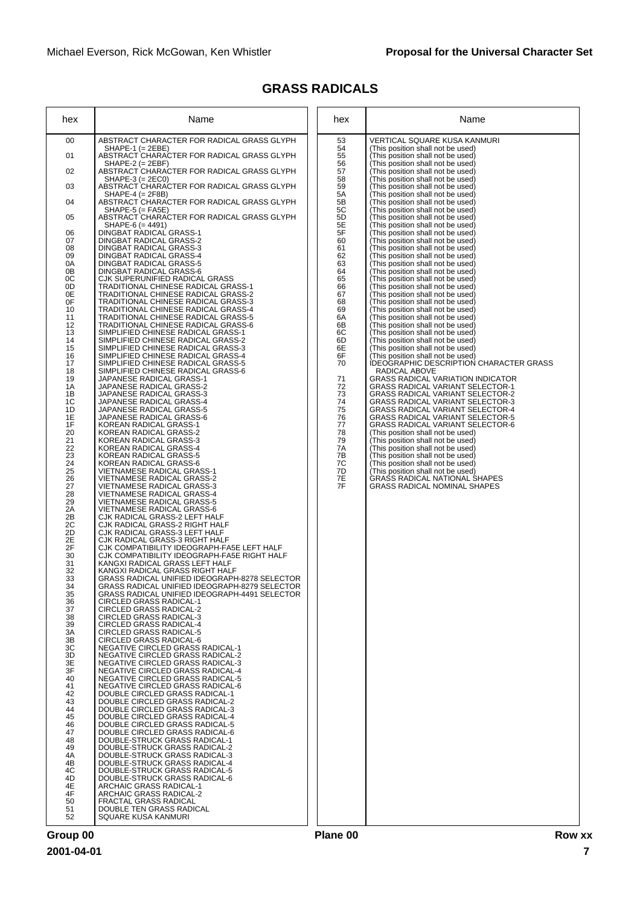## GRASS RADICALS

| hex | Name |
|---|---|
| 00 | ABSTRACT CHARACTER FOR RADICAL GRASS GLYPH SHAPE-1 (= 2EBE) |
| 01 | ABSTRACT CHARACTER FOR RADICAL GRASS GLYPH SHAPE-2 (= 2EBF) |
| 02 | ABSTRACT CHARACTER FOR RADICAL GRASS GLYPH SHAPE-3 (= 2EC0) |
| 03 | ABSTRACT CHARACTER FOR RADICAL GRASS GLYPH SHAPE-4 (= 2F8B) |
| 04 | ABSTRACT CHARACTER FOR RADICAL GRASS GLYPH SHAPE-5 (= FA5E) |
| 05 | ABSTRACT CHARACTER FOR RADICAL GRASS GLYPH SHAPE-6 (= 4491) |
| 06 | DINGBAT RADICAL GRASS-1 |
| 07 | DINGBAT RADICAL GRASS-2 |
| 08 | DINGBAT RADICAL GRASS-3 |
| 09 | DINGBAT RADICAL GRASS-4 |
| 0A | DINGBAT RADICAL GRASS-5 |
| 0B | DINGBAT RADICAL GRASS-6 |
| 0C | CJK SUPERUNIFIED RADICAL GRASS |
| 0D | TRADITIONAL CHINESE RADICAL GRASS-1 |
| 0E | TRADITIONAL CHINESE RADICAL GRASS-2 |
| 0F | TRADITIONAL CHINESE RADICAL GRASS-3 |
| 10 | TRADITIONAL CHINESE RADICAL GRASS-4 |
| 11 | TRADITIONAL CHINESE RADICAL GRASS-5 |
| 12 | TRADITIONAL CHINESE RADICAL GRASS-6 |
| 13 | SIMPLIFIED CHINESE RADICAL GRASS-1 |
| 14 | SIMPLIFIED CHINESE RADICAL GRASS-2 |
| 15 | SIMPLIFIED CHINESE RADICAL GRASS-3 |
| 16 | SIMPLIFIED CHINESE RADICAL GRASS-4 |
| 17 | SIMPLIFIED CHINESE RADICAL GRASS-5 |
| 18 | SIMPLIFIED CHINESE RADICAL GRASS-6 |
| 19 | JAPANESE RADICAL GRASS-1 |
| 1A | JAPANESE RADICAL GRASS-2 |
| 1B | JAPANESE RADICAL GRASS-3 |
| 1C | JAPANESE RADICAL GRASS-4 |
| 1D | JAPANESE RADICAL GRASS-5 |
| 1E | JAPANESE RADICAL GRASS-6 |
| 1F | KOREAN RADICAL GRASS-1 |
| 20 | KOREAN RADICAL GRASS-2 |
| 21 | KOREAN RADICAL GRASS-3 |
| 22 | KOREAN RADICAL GRASS-4 |
| 23 | KOREAN RADICAL GRASS-5 |
| 24 | KOREAN RADICAL GRASS-6 |
| 25 | VIETNAMESE RADICAL GRASS-1 |
| 26 | VIETNAMESE RADICAL GRASS-2 |
| 27 | VIETNAMESE RADICAL GRASS-3 |
| 28 | VIETNAMESE RADICAL GRASS-4 |
| 29 | VIETNAMESE RADICAL GRASS-5 |
| 2A | VIETNAMESE RADICAL GRASS-6 |
| 2B | CJK RADICAL GRASS-2 LEFT HALF |
| 2C | CJK RADICAL GRASS-2 RIGHT HALF |
| 2D | CJK RADICAL GRASS-3 LEFT HALF |
| 2E | CJK RADICAL GRASS-3 RIGHT HALF |
| 2F | CJK COMPATIBILITY IDEOGRAPH-FA5E LEFT HALF |
| 30 | CJK COMPATIBILITY IDEOGRAPH-FA5E RIGHT HALF |
| 31 | KANGXI RADICAL GRASS LEFT HALF |
| 32 | KANGXI RADICAL GRASS RIGHT HALF |
| 33 | GRASS RADICAL UNIFIED IDEOGRAPH-8278 SELECTOR |
| 34 | GRASS RADICAL UNIFIED IDEOGRAPH-8279 SELECTOR |
| 35 | GRASS RADICAL UNIFIED IDEOGRAPH-4491 SELECTOR |
| 36 | CIRCLED GRASS RADICAL-1 |
| 37 | CIRCLED GRASS RADICAL-2 |
| 38 | CIRCLED GRASS RADICAL-3 |
| 39 | CIRCLED GRASS RADICAL-4 |
| 3A | CIRCLED GRASS RADICAL-5 |
| 3B | CIRCLED GRASS RADICAL-6 |
| 3C | NEGATIVE CIRCLED GRASS RADICAL-1 |
| 3D | NEGATIVE CIRCLED GRASS RADICAL-2 |
| 3E | NEGATIVE CIRCLED GRASS RADICAL-3 |
| 3F | NEGATIVE CIRCLED GRASS RADICAL-4 |
| 40 | NEGATIVE CIRCLED GRASS RADICAL-5 |
| 41 | NEGATIVE CIRCLED GRASS RADICAL-6 |
| 42 | DOUBLE CIRCLED GRASS RADICAL-1 |
| 43 | DOUBLE CIRCLED GRASS RADICAL-2 |
| 44 | DOUBLE CIRCLED GRASS RADICAL-3 |
| 45 | DOUBLE CIRCLED GRASS RADICAL-4 |
| 46 | DOUBLE CIRCLED GRASS RADICAL-5 |
| 47 | DOUBLE CIRCLED GRASS RADICAL-6 |
| 48 | DOUBLE-STRUCK GRASS RADICAL-1 |
| 49 | DOUBLE-STRUCK GRASS RADICAL-2 |
| 4A | DOUBLE-STRUCK GRASS RADICAL-3 |
| 4B | DOUBLE-STRUCK GRASS RADICAL-4 |
| 4C | DOUBLE-STRUCK GRASS RADICAL-5 |
| 4D | DOUBLE-STRUCK GRASS RADICAL-6 |
| 4E | ARCHAIC GRASS RADICAL-1 |
| 4F | ARCHAIC GRASS RADICAL-2 |
| 50 | FRACTAL GRASS RADICAL |
| 51 | DOUBLE TEN GRASS RADICAL |
| 52 | SQUARE KUSA KANMURI |
| 53 | VERTICAL SQUARE KUSA KANMURI |
| 54 | (This position shall not be used) |
| 55 | (This position shall not be used) |
| 56 | (This position shall not be used) |
| 57 | (This position shall not be used) |
| 58 | (This position shall not be used) |
| 59 | (This position shall not be used) |
| 5A | (This position shall not be used) |
| 5B | (This position shall not be used) |
| 5C | (This position shall not be used) |
| 5D | (This position shall not be used) |
| 5E | (This position shall not be used) |
| 5F | (This position shall not be used) |
| 60 | (This position shall not be used) |
| 61 | (This position shall not be used) |
| 62 | (This position shall not be used) |
| 63 | (This position shall not be used) |
| 64 | (This position shall not be used) |
| 65 | (This position shall not be used) |
| 66 | (This position shall not be used) |
| 67 | (This position shall not be used) |
| 68 | (This position shall not be used) |
| 69 | (This position shall not be used) |
| 6A | (This position shall not be used) |
| 6B | (This position shall not be used) |
| 6C | (This position shall not be used) |
| 6D | (This position shall not be used) |
| 6E | (This position shall not be used) |
| 6F | (This position shall not be used) |
| 70 | IDEOGRAPHIC DESCRIPTION CHARACTER GRASS RADICAL ABOVE |
| 71 | GRASS RADICAL VARIATION INDICATOR |
| 72 | GRASS RADICAL VARIANT SELECTOR-1 |
| 73 | GRASS RADICAL VARIANT SELECTOR-2 |
| 74 | GRASS RADICAL VARIANT SELECTOR-3 |
| 75 | GRASS RADICAL VARIANT SELECTOR-4 |
| 76 | GRASS RADICAL VARIANT SELECTOR-5 |
| 77 | GRASS RADICAL VARIANT SELECTOR-6 |
| 78 | (This position shall not be used) |
| 79 | (This position shall not be used) |
| 7A | (This position shall not be used) |
| 7B | (This position shall not be used) |
| 7C | (This position shall not be used) |
| 7D | (This position shall not be used) |
| 7E | GRASS RADICAL NATIONAL SHAPES |
| 7F | GRASS RADICAL NOMINAL SHAPES |

**Group 00** **Plane 00** **Row xx**